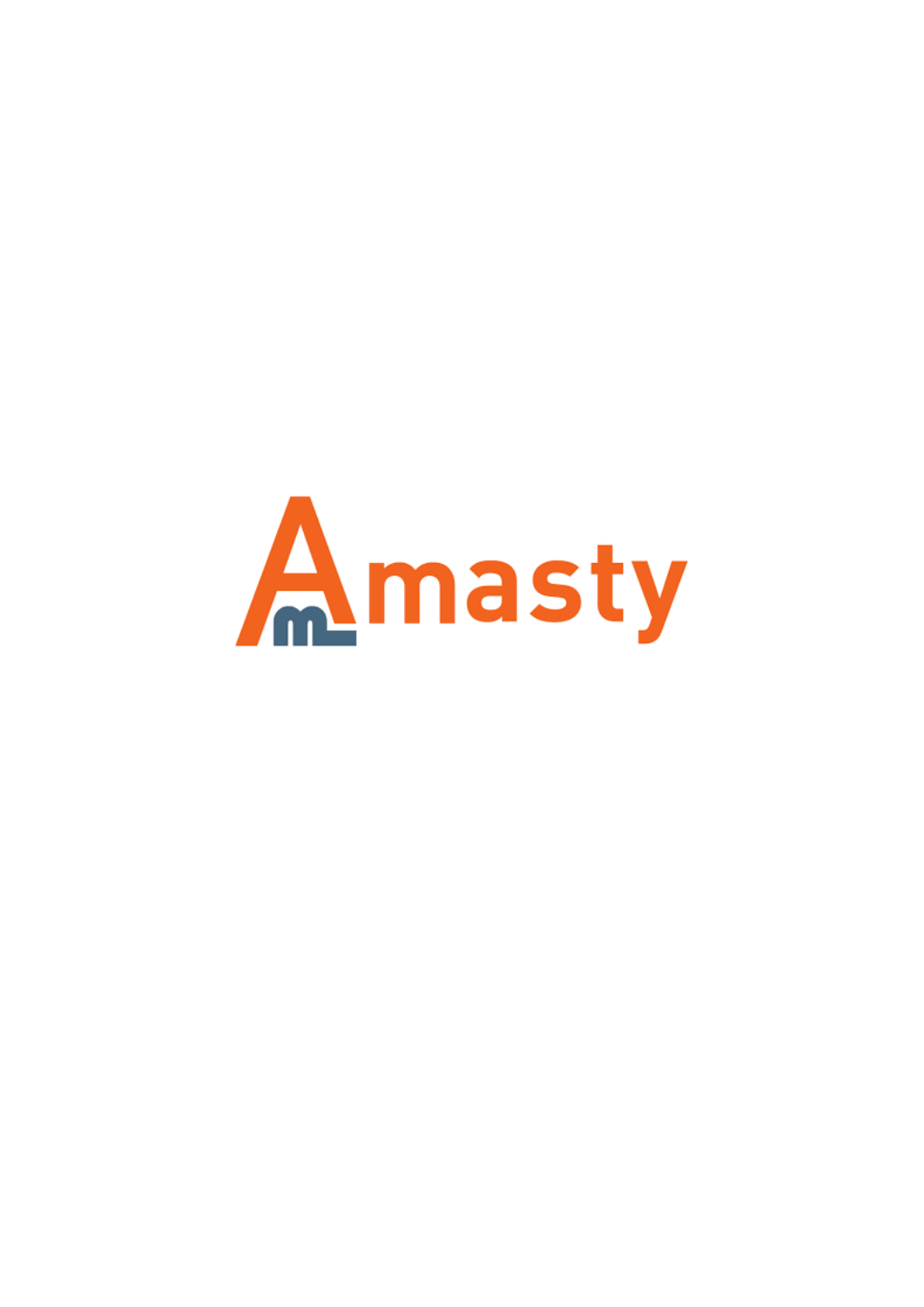Amasty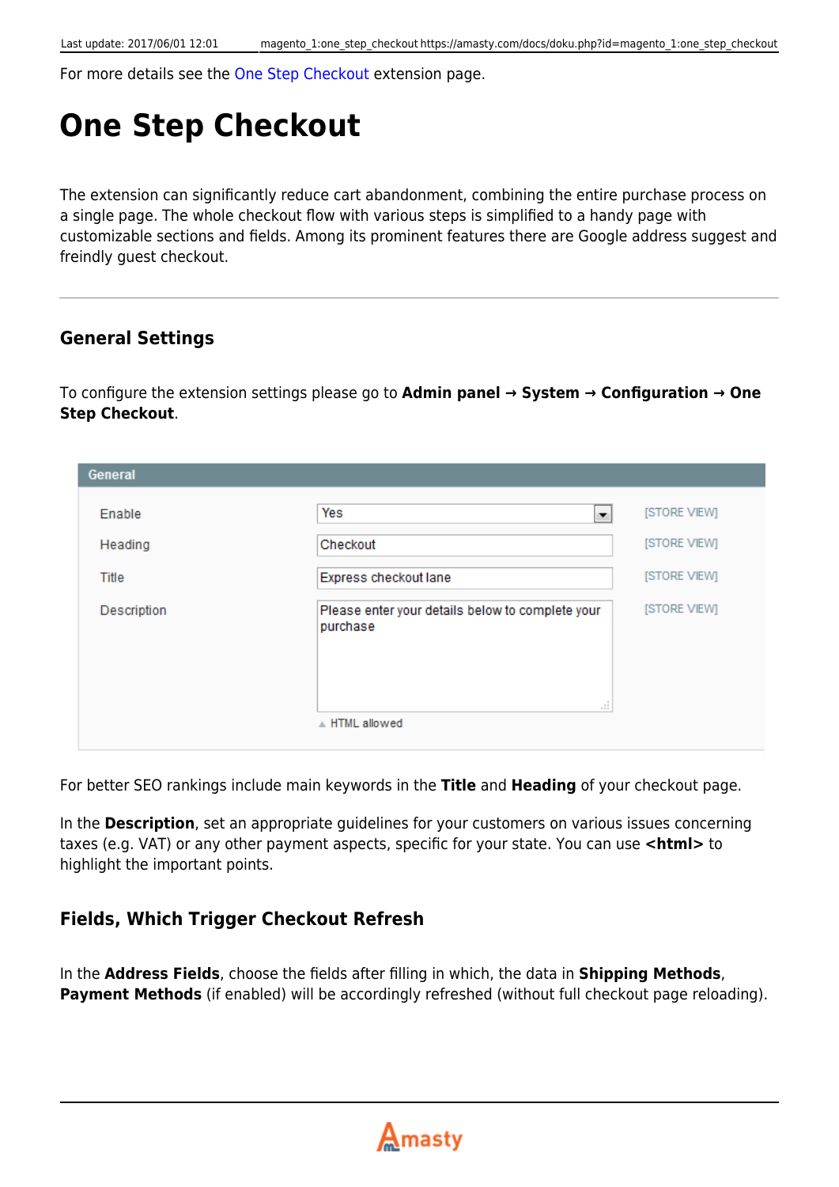For more details see the One Step Checkout extension page.

# One Step Checkout

The extension can significantly reduce cart abandonment, combining the entire purchase process on a single page. The whole checkout flow with various steps is simplified to a handy page with customizable sections and fields. Among its prominent features there are Google address suggest and freindly guest checkout.

---

## General Settings

To configure the extension settings please go to **Admin panel → System → Configuration → One Step Checkout**.

| General | | |
|---|---|---|
| Enable | Yes | [STORE VIEW] |
| Heading | Checkout | [STORE VIEW] |
| Title | Express checkout lane | [STORE VIEW] |
| Description | Please enter your details below to complete your purchase<br>▲ HTML allowed | [STORE VIEW] |

For better SEO rankings include main keywords in the **Title** and **Heading** of your checkout page.

In the **Description**, set an appropriate guidelines for your customers on various issues concerning taxes (e.g. VAT) or any other payment aspects, specific for your state. You can use **<html>** to highlight the important points.

### Fields, Which Trigger Checkout Refresh

In the **Address Fields**, choose the fields after filling in which, the data in **Shipping Methods**, **Payment Methods** (if enabled) will be accordingly refreshed (without full checkout page reloading).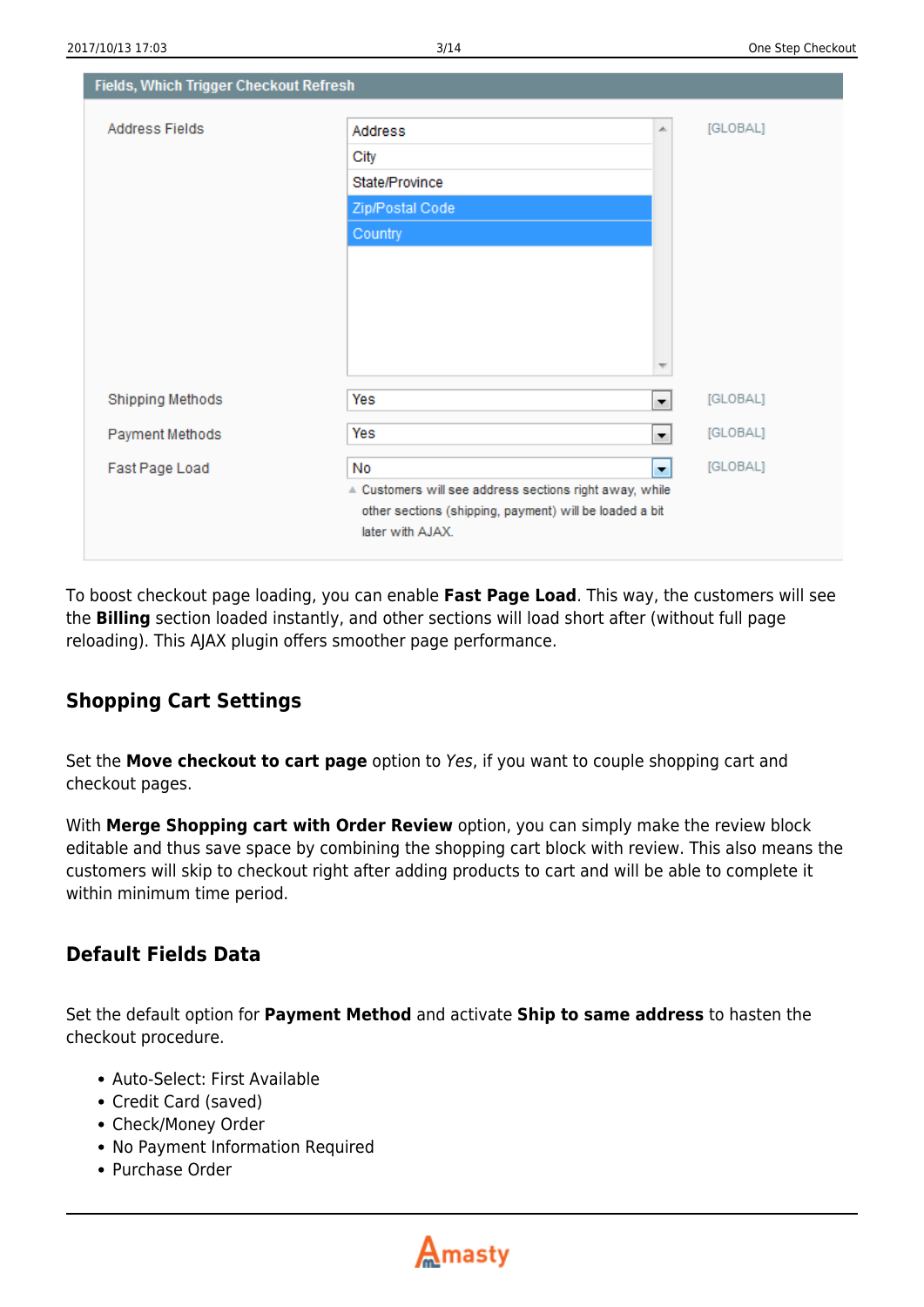**Fields, Which Trigger Checkout Refresh**

| | | |
|---|---|---|
| Address Fields | Address, City, State/Province, Zip/Postal Code, Country | [GLOBAL] |
| Shipping Methods | Yes | [GLOBAL] |
| Payment Methods | Yes | [GLOBAL] |
| Fast Page Load | No<br>Customers will see address sections right away, while other sections (shipping, payment) will be loaded a bit later with AJAX. | [GLOBAL] |

To boost checkout page loading, you can enable **Fast Page Load**. This way, the customers will see the **Billing** section loaded instantly, and other sections will load short after (without full page reloading). This AJAX plugin offers smoother page performance.

## Shopping Cart Settings

Set the **Move checkout to cart page** option to *Yes*, if you want to couple shopping cart and checkout pages.

With **Merge Shopping cart with Order Review** option, you can simply make the review block editable and thus save space by combining the shopping cart block with review. This also means the customers will skip to checkout right after adding products to cart and will be able to complete it within minimum time period.

## Default Fields Data

Set the default option for **Payment Method** and activate **Ship to same address** to hasten the checkout procedure.

- Auto-Select: First Available
- Credit Card (saved)
- Check/Money Order
- No Payment Information Required
- Purchase Order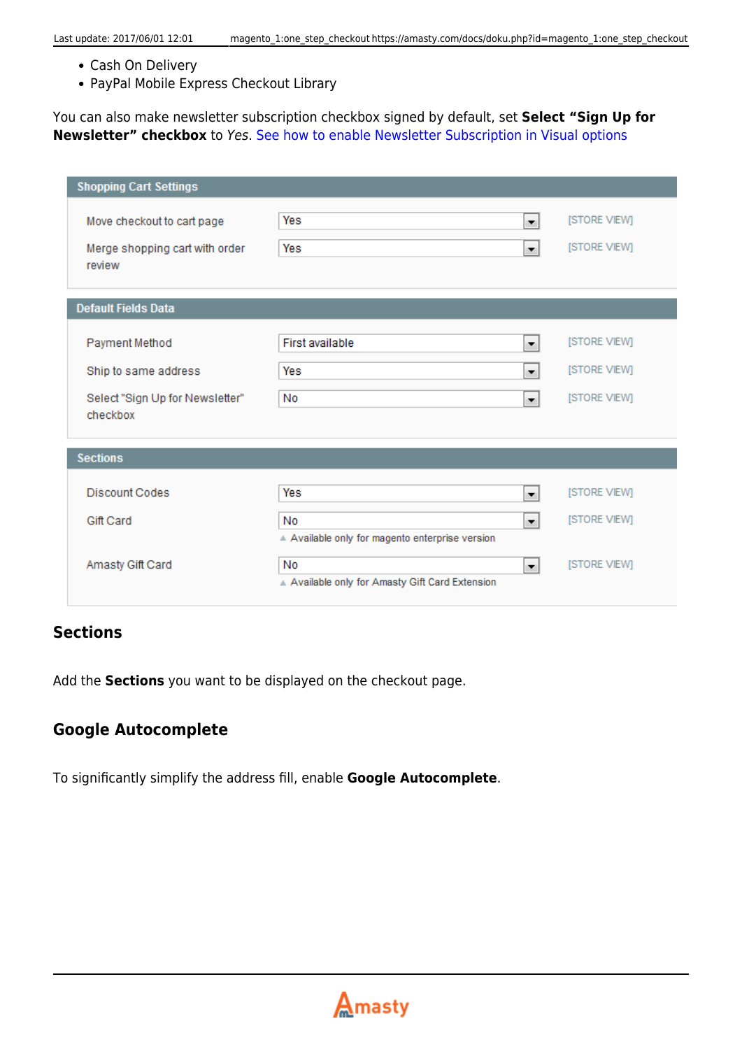- Cash On Delivery
- PayPal Mobile Express Checkout Library

You can also make newsletter subscription checkbox signed by default, set **Select "Sign Up for Newsletter" checkbox** to *Yes*. See how to enable Newsletter Subscription in Visual options

| Shopping Cart Settings | | |
| --- | --- | --- |
| Move checkout to cart page | Yes | [STORE VIEW] |
| Merge shopping cart with order review | Yes | [STORE VIEW] |

| Default Fields Data | | |
| --- | --- | --- |
| Payment Method | First available | [STORE VIEW] |
| Ship to same address | Yes | [STORE VIEW] |
| Select "Sign Up for Newsletter" checkbox | No | [STORE VIEW] |

| Sections | | |
| --- | --- | --- |
| Discount Codes | Yes | [STORE VIEW] |
| Gift Card | No (Available only for magento enterprise version) | [STORE VIEW] |
| Amasty Gift Card | No (Available only for Amasty Gift Card Extension) | [STORE VIEW] |

## Sections

Add the **Sections** you want to be displayed on the checkout page.

## Google Autocomplete

To significantly simplify the address fill, enable **Google Autocomplete**.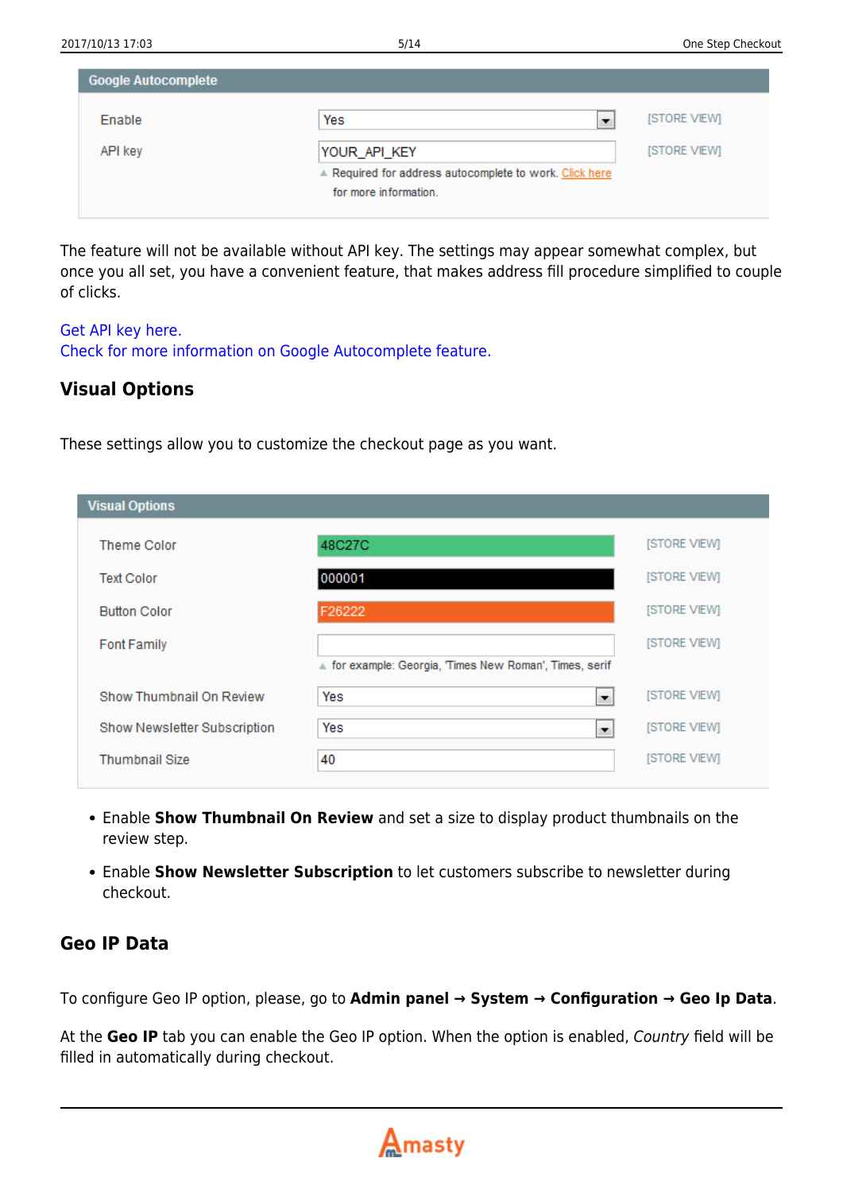| Google Autocomplete | | |
|---|---|---|
| Enable | Yes | [STORE VIEW] |
| API key | YOUR_API_KEY<br>▲ Required for address autocomplete to work. Click here for more information. | [STORE VIEW] |

The feature will not be available without API key. The settings may appear somewhat complex, but once you all set, you have a convenient feature, that makes address fill procedure simplified to couple of clicks.

Get API key here.
Check for more information on Google Autocomplete feature.

## Visual Options

These settings allow you to customize the checkout page as you want.

| Visual Options | | |
|---|---|---|
| Theme Color | 48C27C | [STORE VIEW] |
| Text Color | 000001 | [STORE VIEW] |
| Button Color | F26222 | [STORE VIEW] |
| Font Family | <br>▲ for example: Georgia, 'Times New Roman', Times, serif | [STORE VIEW] |
| Show Thumbnail On Review | Yes | [STORE VIEW] |
| Show Newsletter Subscription | Yes | [STORE VIEW] |
| Thumbnail Size | 40 | [STORE VIEW] |

- Enable **Show Thumbnail On Review** and set a size to display product thumbnails on the review step.
- Enable **Show Newsletter Subscription** to let customers subscribe to newsletter during checkout.

## Geo IP Data

To configure Geo IP option, please, go to **Admin panel → System → Configuration → Geo Ip Data**.

At the **Geo IP** tab you can enable the Geo IP option. When the option is enabled, *Country* field will be filled in automatically during checkout.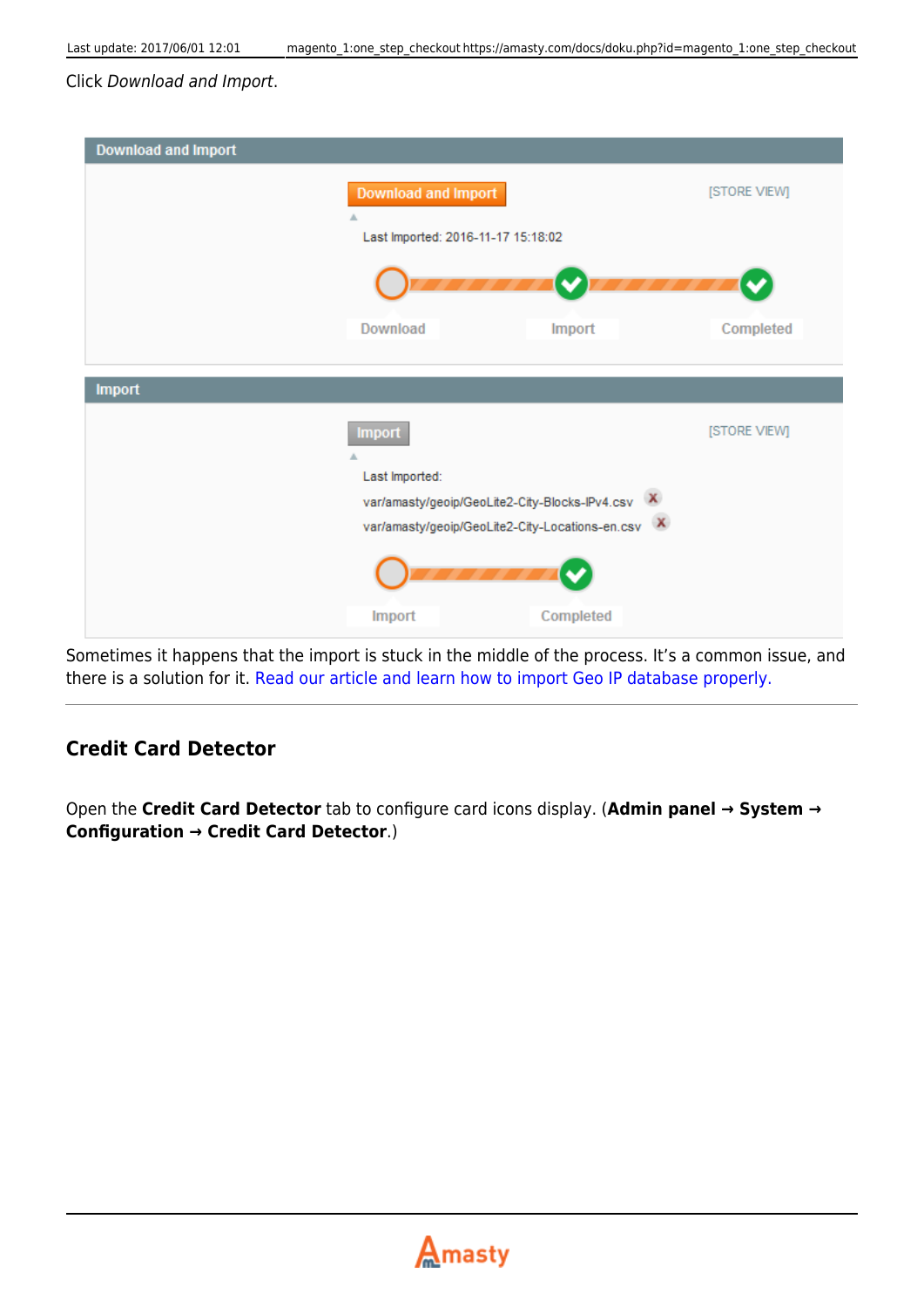Click *Download and Import*.

Sometimes it happens that the import is stuck in the middle of the process. It's a common issue, and there is a solution for it. Read our article and learn how to import Geo IP database properly.

## Credit Card Detector

Open the **Credit Card Detector** tab to configure card icons display. (**Admin panel → System → Configuration → Credit Card Detector**.)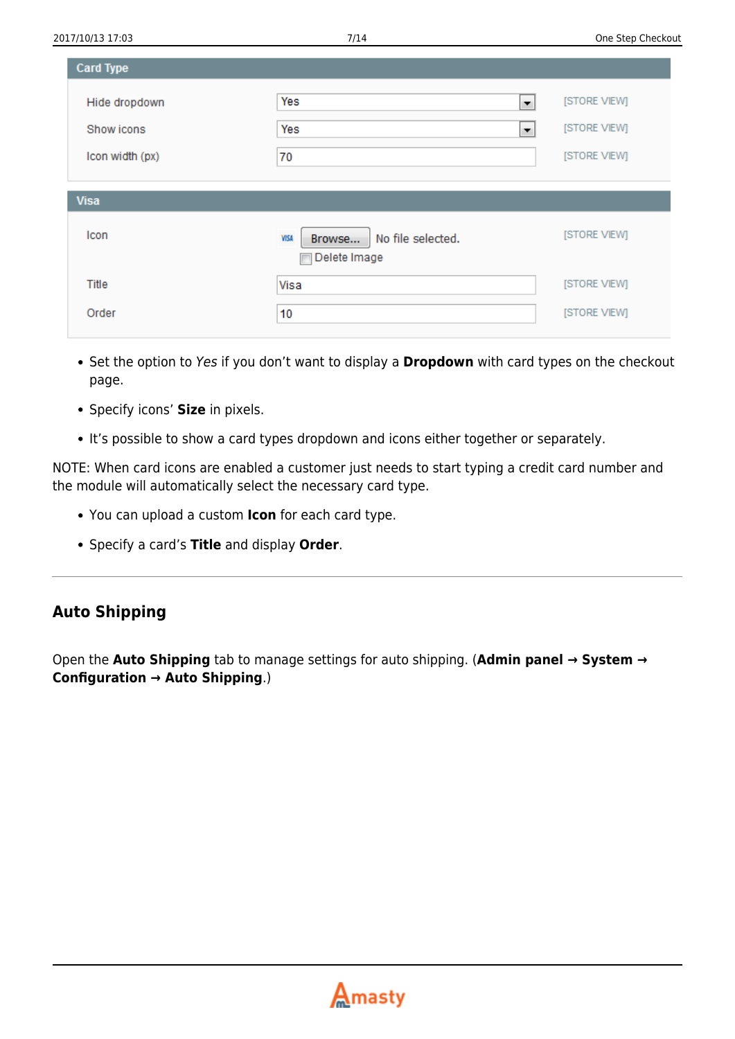| Card Type | | |
| --- | --- | --- |
| Hide dropdown | Yes | [STORE VIEW] |
| Show icons | Yes | [STORE VIEW] |
| Icon width (px) | 70 | [STORE VIEW] |

| Visa | | |
| --- | --- | --- |
| Icon | Browse... No file selected. Delete Image | [STORE VIEW] |
| Title | Visa | [STORE VIEW] |
| Order | 10 | [STORE VIEW] |

- Set the option to *Yes* if you don't want to display a **Dropdown** with card types on the checkout page.
- Specify icons' **Size** in pixels.
- It's possible to show a card types dropdown and icons either together or separately.

NOTE: When card icons are enabled a customer just needs to start typing a credit card number and the module will automatically select the necessary card type.

- You can upload a custom **Icon** for each card type.
- Specify a card's **Title** and display **Order**.

---

## Auto Shipping

Open the **Auto Shipping** tab to manage settings for auto shipping. (**Admin panel → System → Configuration → Auto Shipping**.)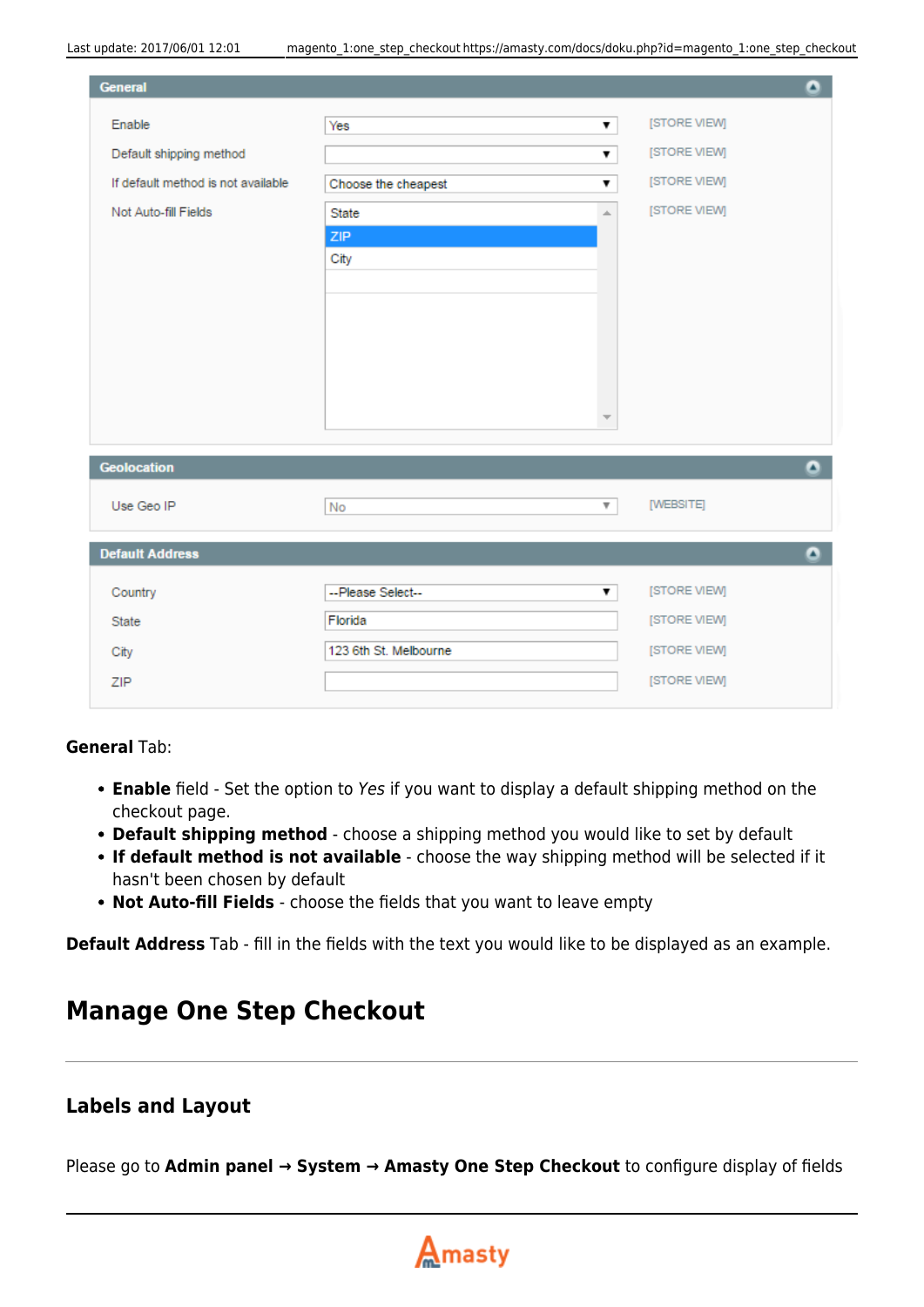**General** Tab:

- **Enable** field - Set the option to *Yes* if you want to display a default shipping method on the checkout page.
- **Default shipping method** - choose a shipping method you would like to set by default
- **If default method is not available** - choose the way shipping method will be selected if it hasn't been chosen by default
- **Not Auto-fill Fields** - choose the fields that you want to leave empty

**Default Address** Tab - fill in the fields with the text you would like to be displayed as an example.

## Manage One Step Checkout

### Labels and Layout

Please go to **Admin panel → System → Amasty One Step Checkout** to configure display of fields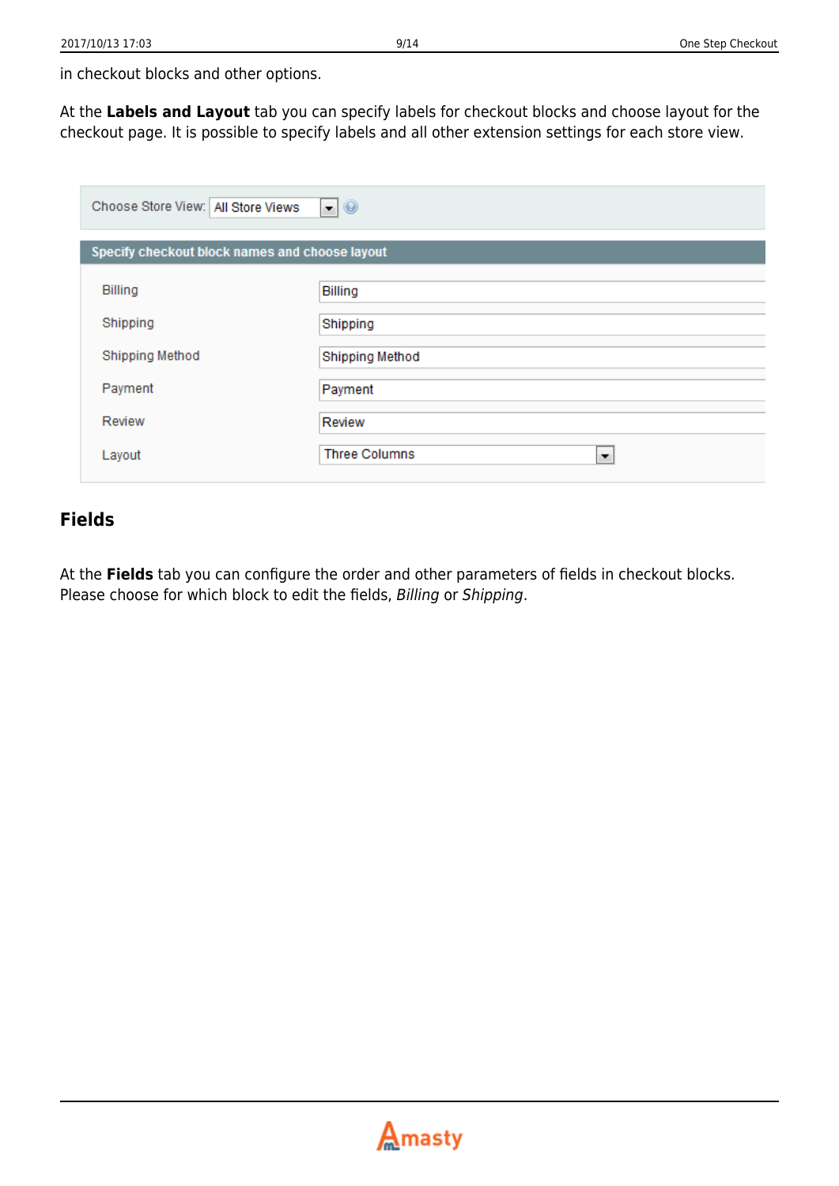in checkout blocks and other options.

At the **Labels and Layout** tab you can specify labels for checkout blocks and choose layout for the checkout page. It is possible to specify labels and all other extension settings for each store view.

## Fields

At the **Fields** tab you can configure the order and other parameters of fields in checkout blocks. Please choose for which block to edit the fields, *Billing* or *Shipping*.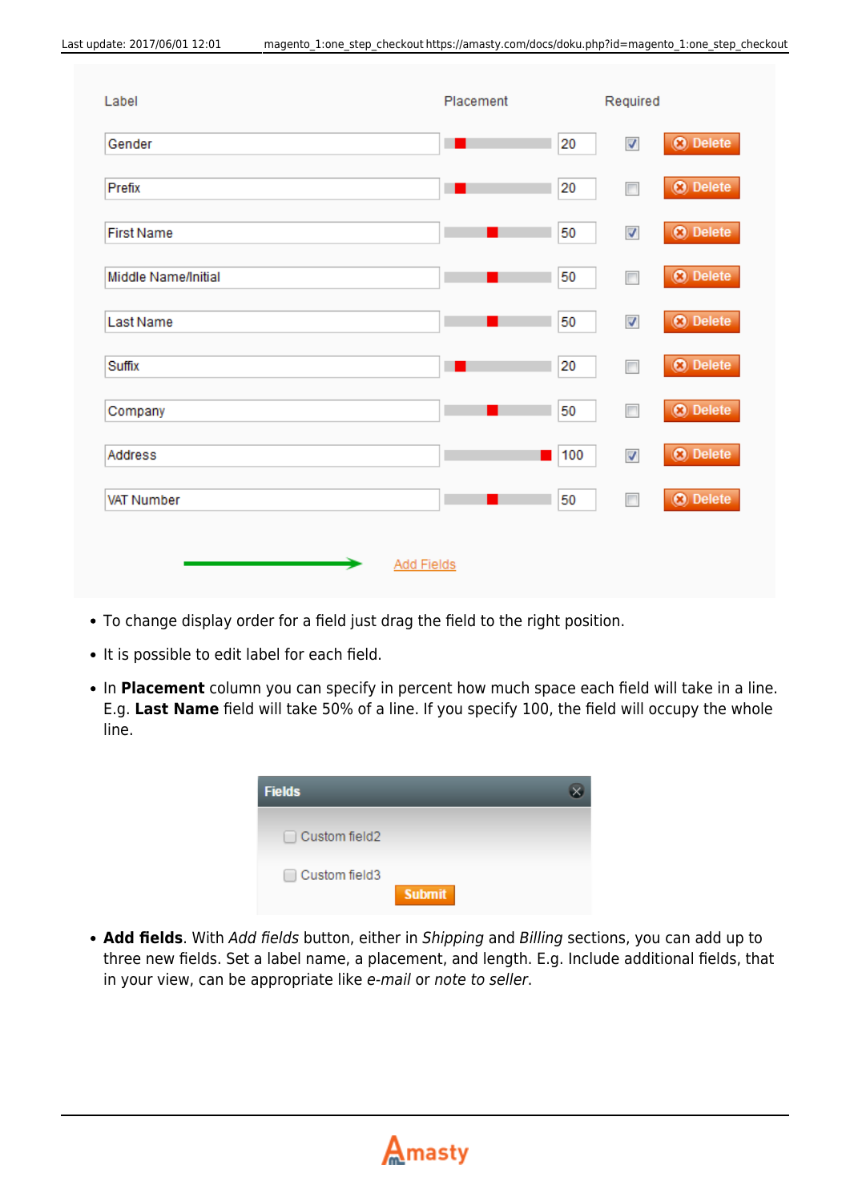- To change display order for a field just drag the field to the right position.
- It is possible to edit label for each field.
- In **Placement** column you can specify in percent how much space each field will take in a line. E.g. **Last Name** field will take 50% of a line. If you specify 100, the field will occupy the whole line.

- **Add fields**. With *Add fields* button, either in *Shipping* and *Billing* sections, you can add up to three new fields. Set a label name, a placement, and length. E.g. Include additional fields, that in your view, can be appropriate like *e-mail* or *note to seller*.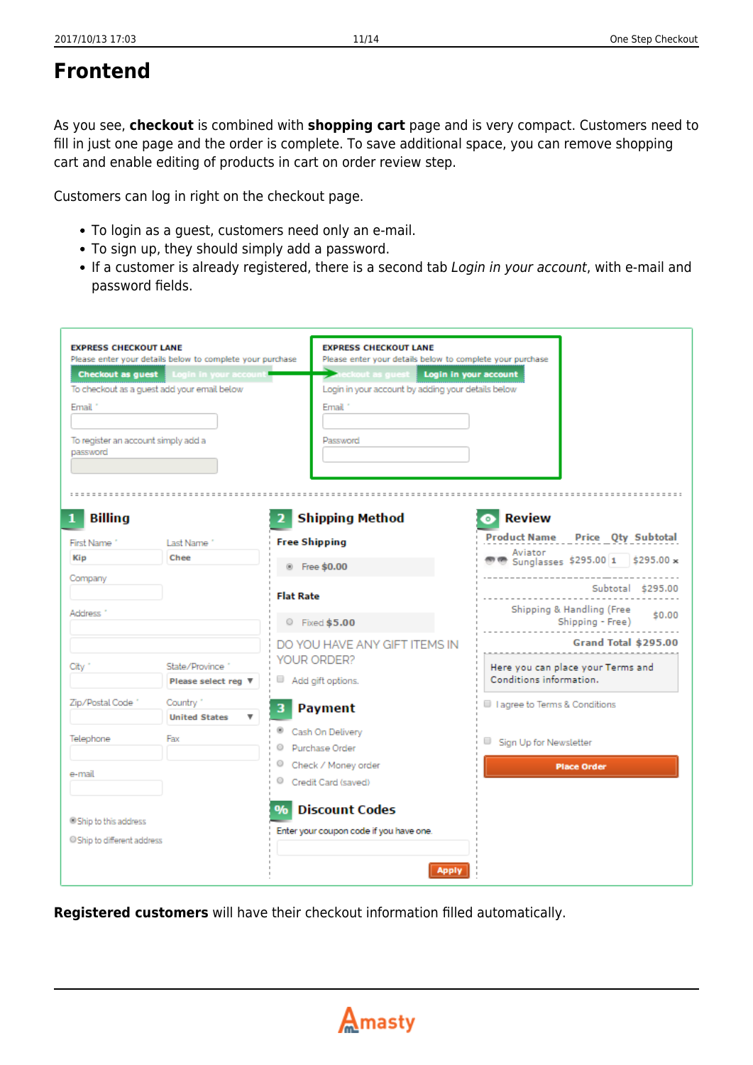# Frontend

As you see, **checkout** is combined with **shopping cart** page and is very compact. Customers need to fill in just one page and the order is complete. To save additional space, you can remove shopping cart and enable editing of products in cart on order review step.

Customers can log in right on the checkout page.

- To login as a guest, customers need only an e-mail.
- To sign up, they should simply add a password.
- If a customer is already registered, there is a second tab *Login in your account*, with e-mail and password fields.

**Registered customers** will have their checkout information filled automatically.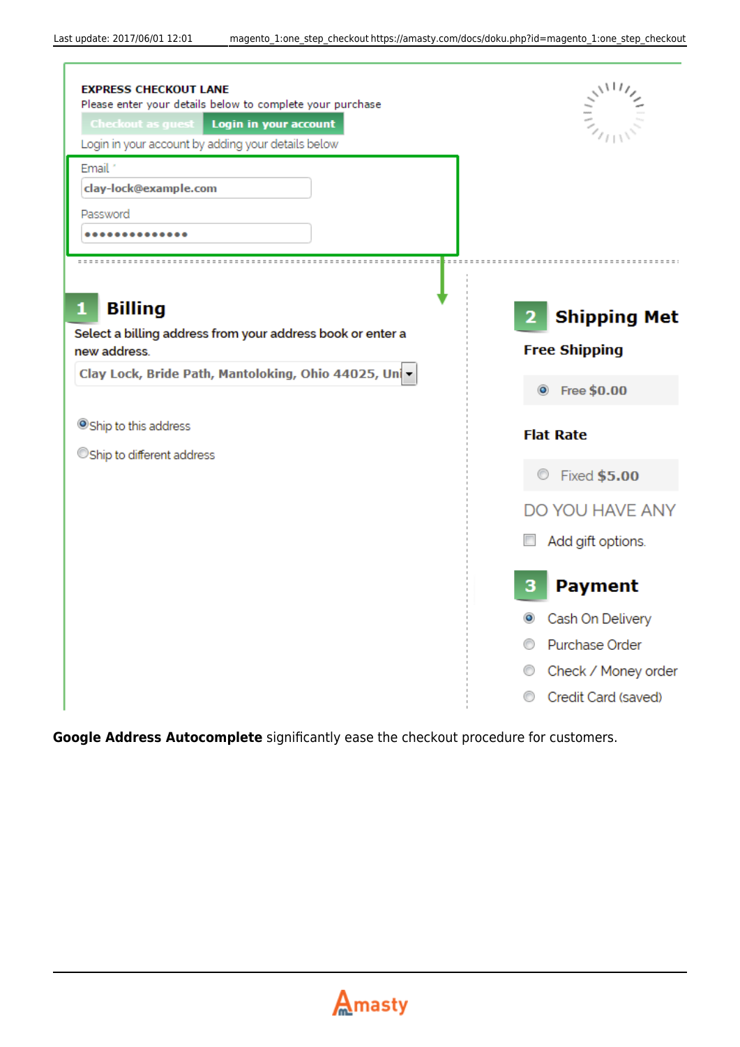EXPRESS CHECKOUT LANE

Please enter your details below to complete your purchase

Checkout as guest | Login in your account

Login in your account by adding your details below

Email *

clay-lock@example.com

Password

••••••••••••••

**1 Billing**

Select a billing address from your address book or enter a new address.

Clay Lock, Bride Path, Mantoloking, Ohio 44025, Uni

Ship to this address

Ship to different address

**2 Shipping Met**

**Free Shipping**

Free $0.00

**Flat Rate**

Fixed $5.00

DO YOU HAVE ANY

Add gift options.

**3 Payment**

Cash On Delivery

Purchase Order

Check / Money order

Credit Card (saved)

**Google Address Autocomplete** significantly ease the checkout procedure for customers.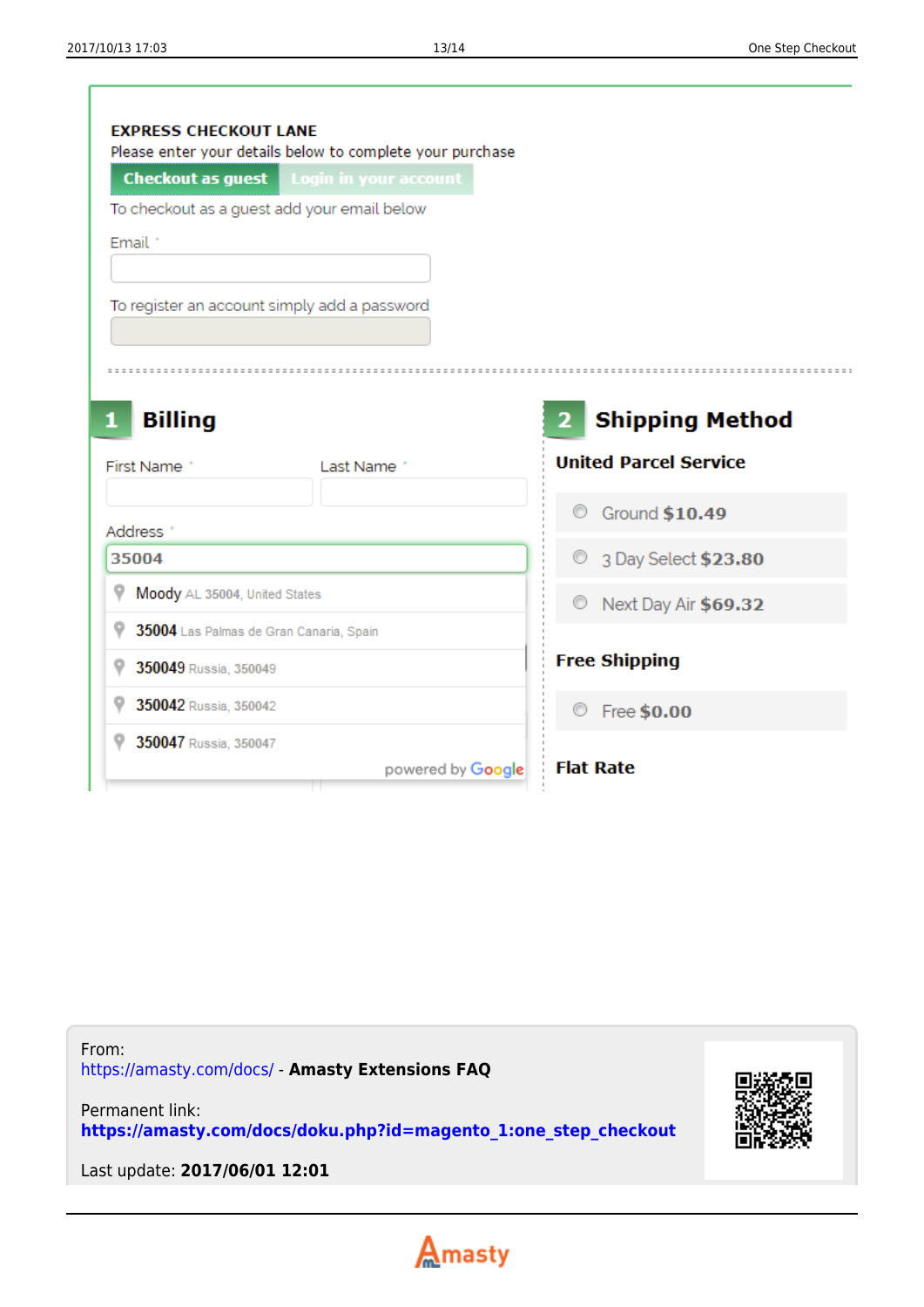EXPRESS CHECKOUT LANE

Please enter your details below to complete your purchase

Checkout as guest | Login in your account

To checkout as a guest add your email below

Email *

To register an account simply add a password

## 1 Billing

First Name * | Last Name *

Address *

35004

- Moody AL 35004, United States
- 35004 Las Palmas de Gran Canaria, Spain
- 350049 Russia, 350049
- 350042 Russia, 350042
- 350047 Russia, 350047

powered by Google

## 2 Shipping Method

**United Parcel Service**

- Ground **$10.49**
- 3 Day Select **$23.80**
- Next Day Air **$69.32**

**Free Shipping**

- Free **$0.00**

**Flat Rate**

From:
https://amasty.com/docs/ - **Amasty Extensions FAQ**

Permanent link:
**https://amasty.com/docs/doku.php?id=magento_1:one_step_checkout**

Last update: **2017/06/01 12:01**